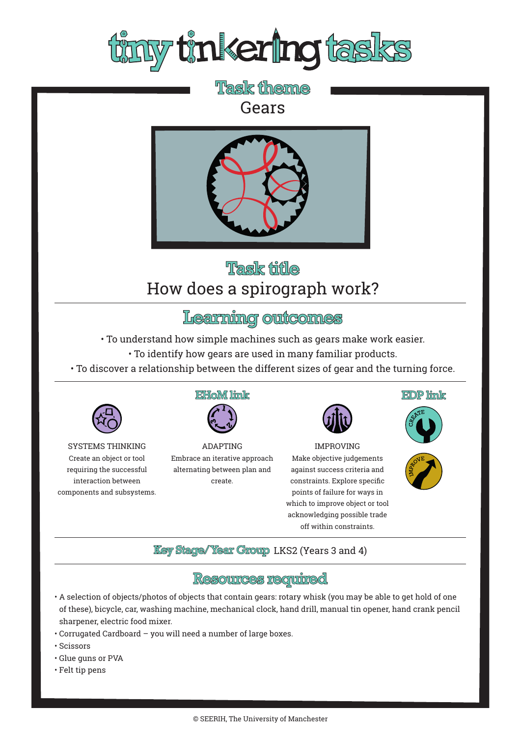# tiny tinkering tasks

## Task theme

Gears

## Task title

How does a spirograph work?

## Learning outcomes

- To understand how simple machines such as gears make work easier.
- To identify how gears are used in many familiar products.
- To discover a relationship between the different sizes of gear and the turning force.

## EHoM link

**SYSTEMS THINKING**
Create an object or tool requiring the successful interaction between components and subsystems.

**ADAPTING**
Embrace an iterative approach alternating between plan and create.

**IMPROVING**
Make objective judgements against success criteria and constraints. Explore specific points of failure for ways in which to improve object or tool acknowledging possible trade off within constraints.

## EDP link

CREATE

IMPROVE

**Key Stage/Year Group** LKS2 (Years 3 and 4)

## Resources required

- A selection of objects/photos of objects that contain gears: rotary whisk (you may be able to get hold of one of these), bicycle, car, washing machine, mechanical clock, hand drill, manual tin opener, hand crank pencil sharpener, electric food mixer.
- Corrugated Cardboard – you will need a number of large boxes.
- Scissors
- Glue guns or PVA
- Felt tip pens

© SEERIH, The University of Manchester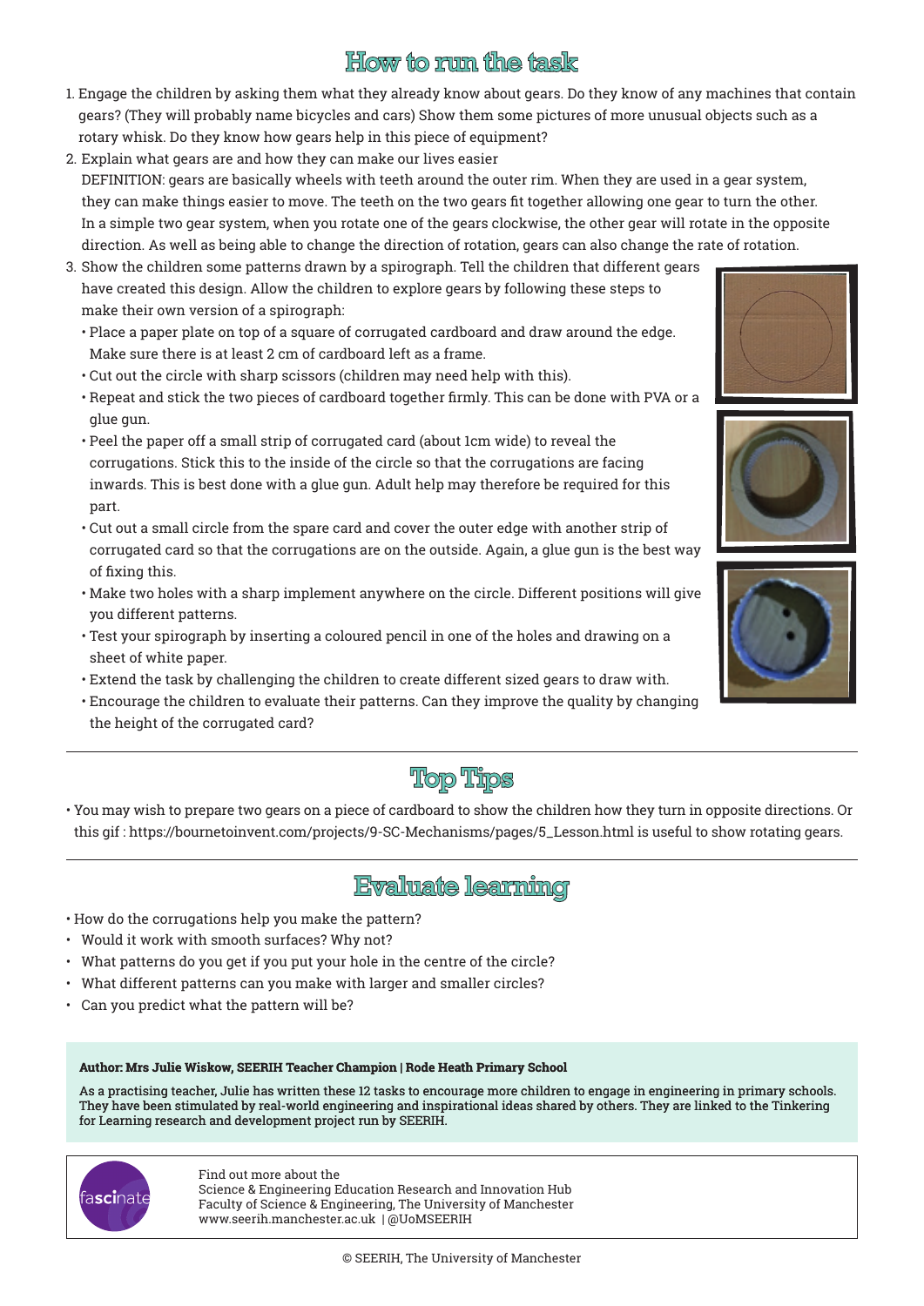## How to run the task

1. Engage the children by asking them what they already know about gears. Do they know of any machines that contain gears? (They will probably name bicycles and cars) Show them some pictures of more unusual objects such as a rotary whisk. Do they know how gears help in this piece of equipment?
2. Explain what gears are and how they can make our lives easier
   DEFINITION: gears are basically wheels with teeth around the outer rim. When they are used in a gear system, they can make things easier to move. The teeth on the two gears fit together allowing one gear to turn the other. In a simple two gear system, when you rotate one of the gears clockwise, the other gear will rotate in the opposite direction. As well as being able to change the direction of rotation, gears can also change the rate of rotation.
3. Show the children some patterns drawn by a spirograph. Tell the children that different gears have created this design. Allow the children to explore gears by following these steps to make their own version of a spirograph:
   - Place a paper plate on top of a square of corrugated cardboard and draw around the edge. Make sure there is at least 2 cm of cardboard left as a frame.
   - Cut out the circle with sharp scissors (children may need help with this).
   - Repeat and stick the two pieces of cardboard together firmly. This can be done with PVA or a glue gun.
   - Peel the paper off a small strip of corrugated card (about 1cm wide) to reveal the corrugations. Stick this to the inside of the circle so that the corrugations are facing inwards. This is best done with a glue gun. Adult help may therefore be required for this part.
   - Cut out a small circle from the spare card and cover the outer edge with another strip of corrugated card so that the corrugations are on the outside. Again, a glue gun is the best way of fixing this.
   - Make two holes with a sharp implement anywhere on the circle. Different positions will give you different patterns.
   - Test your spirograph by inserting a coloured pencil in one of the holes and drawing on a sheet of white paper.
   - Extend the task by challenging the children to create different sized gears to draw with.
   - Encourage the children to evaluate their patterns. Can they improve the quality by changing the height of the corrugated card?

## Top Tips

- You may wish to prepare two gears on a piece of cardboard to show the children how they turn in opposite directions. Or this gif : https://bournetoinvent.com/projects/9-SC-Mechanisms/pages/5_Lesson.html is useful to show rotating gears.

## Evaluate learning

- How do the corrugations help you make the pattern?
- Would it work with smooth surfaces? Why not?
- What patterns do you get if you put your hole in the centre of the circle?
- What different patterns can you make with larger and smaller circles?
- Can you predict what the pattern will be?

**Author: Mrs Julie Wiskow, SEERIH Teacher Champion | Rode Heath Primary School**

As a practising teacher, Julie has written these 12 tasks to encourage more children to engage in engineering in primary schools. They have been stimulated by real-world engineering and inspirational ideas shared by others. They are linked to the Tinkering for Learning research and development project run by SEERIH.

fascinate

Find out more about the
Science & Engineering Education Research and Innovation Hub
Faculty of Science & Engineering, The University of Manchester
www.seerih.manchester.ac.uk | @UoMSEERIH

© SEERIH, The University of Manchester